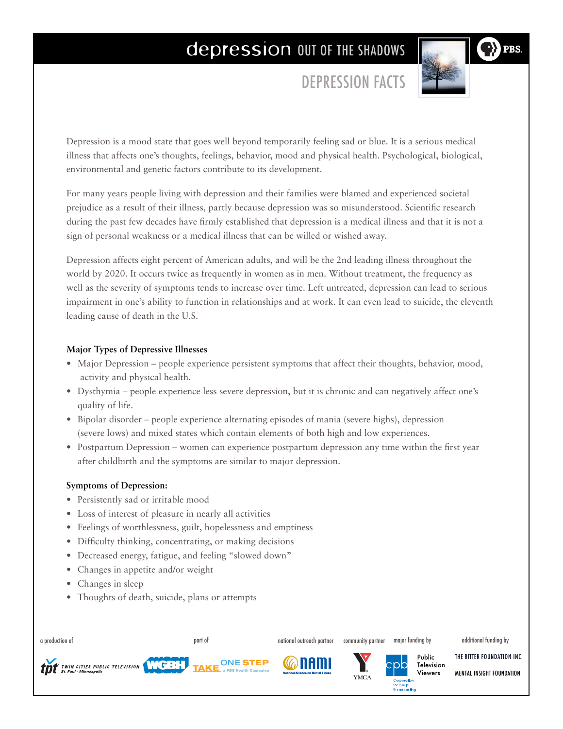# depression OUT OF THE SHADOWS

## DEPRESSION FACTS

Depression is a mood state that goes well beyond temporarily feeling sad or blue. It is a serious medical illness that affects one's thoughts, feelings, behavior, mood and physical health. Psychological, biological, environmental and genetic factors contribute to its development.

For many years people living with depression and their families were blamed and experienced societal prejudice as a result of their illness, partly because depression was so misunderstood. Scientific research during the past few decades have firmly established that depression is a medical illness and that it is not a sign of personal weakness or a medical illness that can be willed or wished away.

Depression affects eight percent of American adults, and will be the 2nd leading illness throughout the world by 2020. It occurs twice as frequently in women as in men. Without treatment, the frequency as well as the severity of symptoms tends to increase over time. Left untreated, depression can lead to serious impairment in one's ability to function in relationships and at work. It can even lead to suicide, the eleventh leading cause of death in the U.S.

**Major Types of Depressive Illnesses**

- Major Depression – people experience persistent symptoms that affect their thoughts, behavior, mood, activity and physical health.
- Dysthymia – people experience less severe depression, but it is chronic and can negatively affect one's quality of life.
- Bipolar disorder – people experience alternating episodes of mania (severe highs), depression (severe lows) and mixed states which contain elements of both high and low experiences.
- Postpartum Depression – women can experience postpartum depression any time within the first year after childbirth and the symptoms are similar to major depression.

**Symptoms of Depression:**

- Persistently sad or irritable mood
- Loss of interest of pleasure in nearly all activities
- Feelings of worthlessness, guilt, hopelessness and emptiness
- Difficulty thinking, concentrating, or making decisions
- Decreased energy, fatigue, and feeling "slowed down"
- Changes in appetite and/or weight
- Changes in sleep
- Thoughts of death, suicide, plans or attempts

a production of TPT Twin Cities Public Television St. Paul · Minneapolis; WGBH | part of Take One Step a PBS Health Campaign | national outreach partner NAMI National Alliance on Mental Illness | community partner YMCA | major funding by CPB Corporation for Public Broadcasting; Public Television Viewers | additional funding by The Ritter Foundation Inc.; Mental Insight Foundation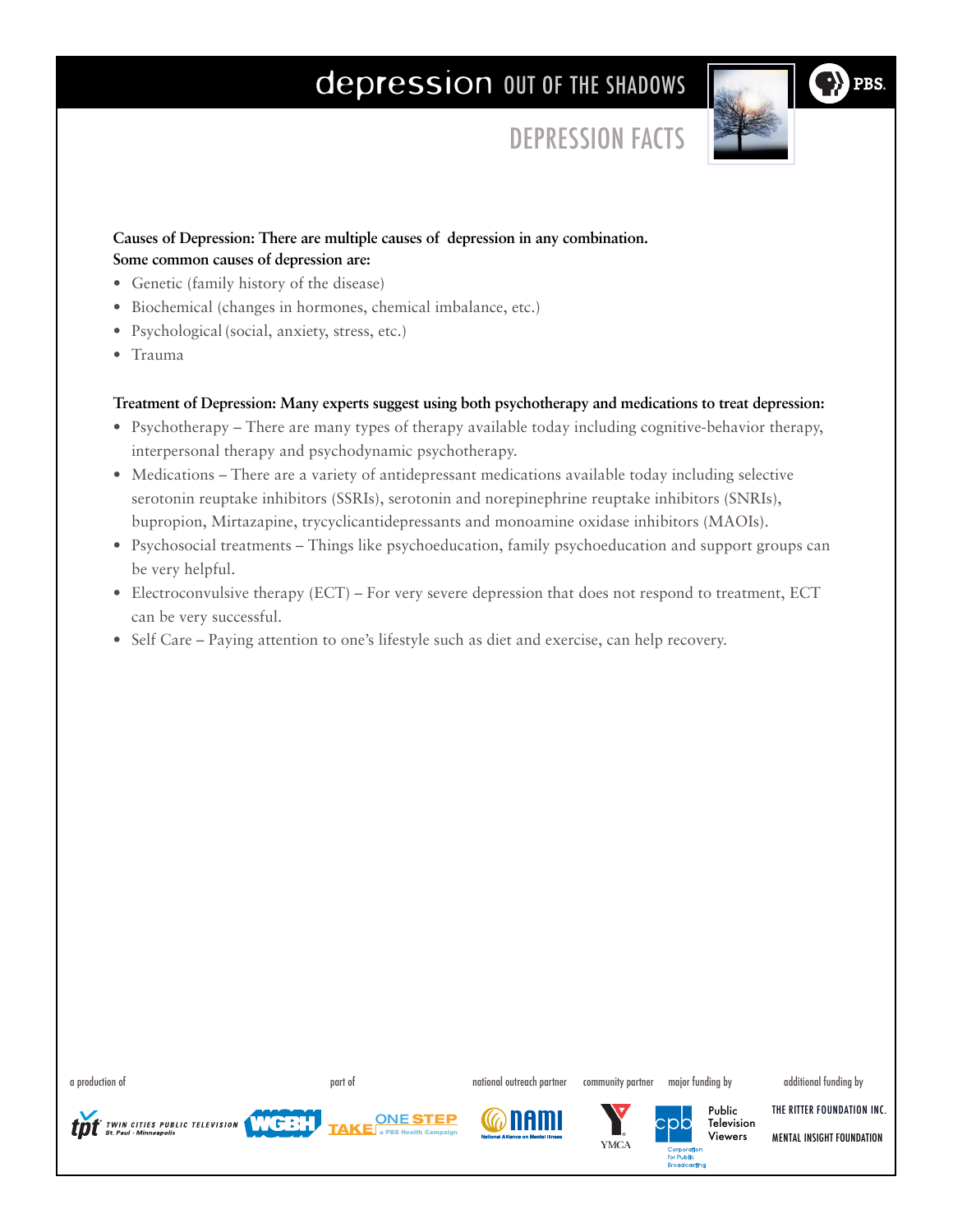# depression OUT OF THE SHADOWS

## DEPRESSION FACTS

**Causes of Depression: There are multiple causes of depression in any combination.**
**Some common causes of depression are:**

- Genetic (family history of the disease)
- Biochemical (changes in hormones, chemical imbalance, etc.)
- Psychological (social, anxiety, stress, etc.)
- Trauma

**Treatment of Depression: Many experts suggest using both psychotherapy and medications to treat depression:**

- Psychotherapy – There are many types of therapy available today including cognitive-behavior therapy, interpersonal therapy and psychodynamic psychotherapy.
- Medications – There are a variety of antidepressant medications available today including selective serotonin reuptake inhibitors (SSRIs), serotonin and norepinephrine reuptake inhibitors (SNRIs), bupropion, Mirtazapine, trycyclicantidepressants and monoamine oxidase inhibitors (MAOIs).
- Psychosocial treatments – Things like psychoeducation, family psychoeducation and support groups can be very helpful.
- Electroconvulsive therapy (ECT) – For very severe depression that does not respond to treatment, ECT can be very successful.
- Self Care – Paying attention to one's lifestyle such as diet and exercise, can help recovery.

a production of: tpt Twin Cities Public Television St. Paul · Minneapolis, WGBH
part of: Take One Step a PBS Health Campaign
national outreach partner: NAMI National Alliance on Mental Illness
community partner: YMCA
major funding by: cpb Corporation for Public Broadcasting, Public Television Viewers
additional funding by: The Ritter Foundation Inc., Mental Insight Foundation